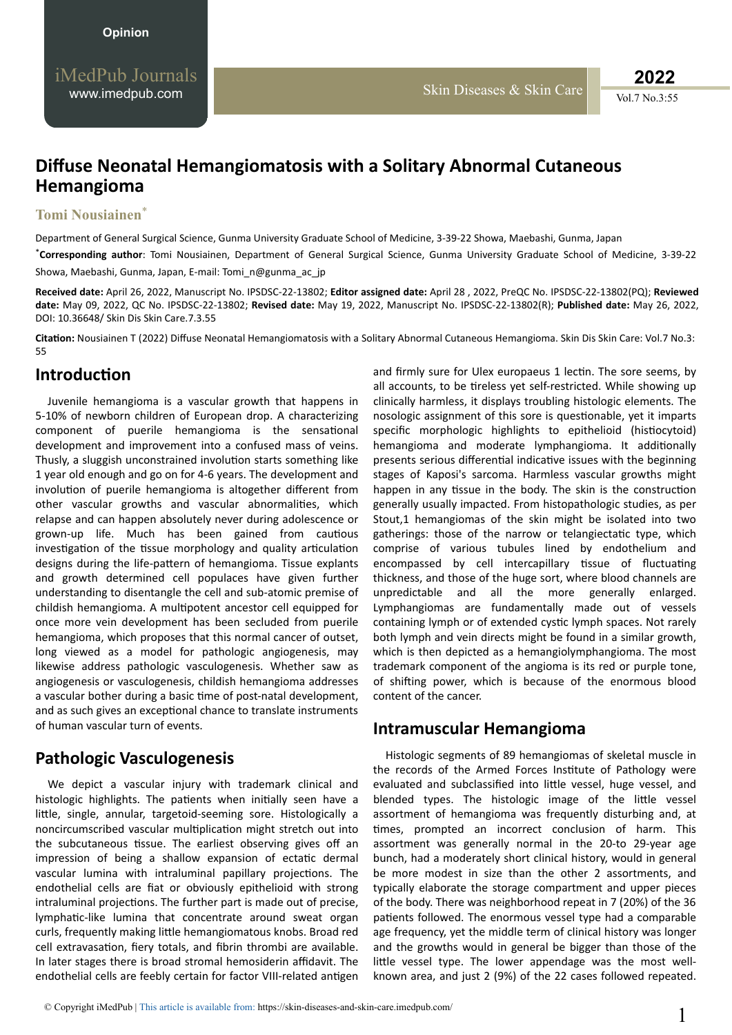Opinion

# Diffuse Neonatal Hemangiomatosis with a Solitary Abnormal Cutaneous Hemangioma

**Tomi Nousiainen***

Department of General Surgical Science, Gunma University Graduate School of Medicine, 3-39-22 Showa, Maebashi, Gunma, Japan

***Corresponding author**: Tomi Nousiainen, Department of General Surgical Science, Gunma University Graduate School of Medicine, 3-39-22 Showa, Maebashi, Gunma, Japan, E-mail: Tomi_n@gunma_ac_jp

**Received date:** April 26, 2022, Manuscript No. IPSDSC-22-13802; **Editor assigned date:** April 28 , 2022, PreQC No. IPSDSC-22-13802(PQ); **Reviewed date:** May 09, 2022, QC No. IPSDSC-22-13802; **Revised date:** May 19, 2022, Manuscript No. IPSDSC-22-13802(R); **Published date:** May 26, 2022, DOI: 10.36648/ Skin Dis Skin Care.7.3.55

**Citation:** Nousiainen T (2022) Diffuse Neonatal Hemangiomatosis with a Solitary Abnormal Cutaneous Hemangioma. Skin Dis Skin Care: Vol.7 No.3: 55

## Introduction

Juvenile hemangioma is a vascular growth that happens in 5-10% of newborn children of European drop. A characterizing component of puerile hemangioma is the sensational development and improvement into a confused mass of veins. Thusly, a sluggish unconstrained involution starts something like 1 year old enough and go on for 4-6 years. The development and involution of puerile hemangioma is altogether different from other vascular growths and vascular abnormalities, which relapse and can happen absolutely never during adolescence or grown-up life. Much has been gained from cautious investigation of the tissue morphology and quality articulation designs during the life-pattern of hemangioma. Tissue explants and growth determined cell populaces have given further understanding to disentangle the cell and sub-atomic premise of childish hemangioma. A multipotent ancestor cell equipped for once more vein development has been secluded from puerile hemangioma, which proposes that this normal cancer of outset, long viewed as a model for pathologic angiogenesis, may likewise address pathologic vasculogenesis. Whether saw as angiogenesis or vasculogenesis, childish hemangioma addresses a vascular bother during a basic time of post-natal development, and as such gives an exceptional chance to translate instruments of human vascular turn of events.

## Pathologic Vasculogenesis

We depict a vascular injury with trademark clinical and histologic highlights. The patients when initially seen have a little, single, annular, targetoid-seeming sore. Histologically a noncircumscribed vascular multiplication might stretch out into the subcutaneous tissue. The earliest observing gives off an impression of being a shallow expansion of ectatic dermal vascular lumina with intraluminal papillary projections. The endothelial cells are flat or obviously epithelioid with strong intraluminal projections. The further part is made out of precise, lymphatic-like lumina that concentrate around sweat organ curls, frequently making little hemangiomatous knobs. Broad red cell extravasation, fiery totals, and fibrin thrombi are available. In later stages there is broad stromal hemosiderin affidavit. The endothelial cells are feebly certain for factor VIII-related antigen and firmly sure for Ulex europaeus 1 lectin. The sore seems, by all accounts, to be tireless yet self-restricted. While showing up clinically harmless, it displays troubling histologic elements. The nosologic assignment of this sore is questionable, yet it imparts specific morphologic highlights to epithelioid (histiocytoid) hemangioma and moderate lymphangioma. It additionally presents serious differential indicative issues with the beginning stages of Kaposi's sarcoma. Harmless vascular growths might happen in any tissue in the body. The skin is the construction generally usually impacted. From histopathologic studies, as per Stout,1 hemangiomas of the skin might be isolated into two gatherings: those of the narrow or telangiectatic type, which comprise of various tubules lined by endothelium and encompassed by cell intercapillary tissue of fluctuating thickness, and those of the huge sort, where blood channels are unpredictable and all the more generally enlarged. Lymphangiomas are fundamentally made out of vessels containing lymph or of extended cystic lymph spaces. Not rarely both lymph and vein directs might be found in a similar growth, which is then depicted as a hemangiolymphangioma. The most trademark component of the angioma is its red or purple tone, of shifting power, which is because of the enormous blood content of the cancer.

## Intramuscular Hemangioma

Histologic segments of 89 hemangiomas of skeletal muscle in the records of the Armed Forces Institute of Pathology were evaluated and subclassified into little vessel, huge vessel, and blended types. The histologic image of the little vessel assortment of hemangioma was frequently disturbing and, at times, prompted an incorrect conclusion of harm. This assortment was generally normal in the 20-to 29-year age bunch, had a moderately short clinical history, would in general be more modest in size than the other 2 assortments, and typically elaborate the storage compartment and upper pieces of the body. There was neighborhood repeat in 7 (20%) of the 36 patients followed. The enormous vessel type had a comparable age frequency, yet the middle term of clinical history was longer and the growths would in general be bigger than those of the little vessel type. The lower appendage was the most well-known area, and just 2 (9%) of the 22 cases followed repeated.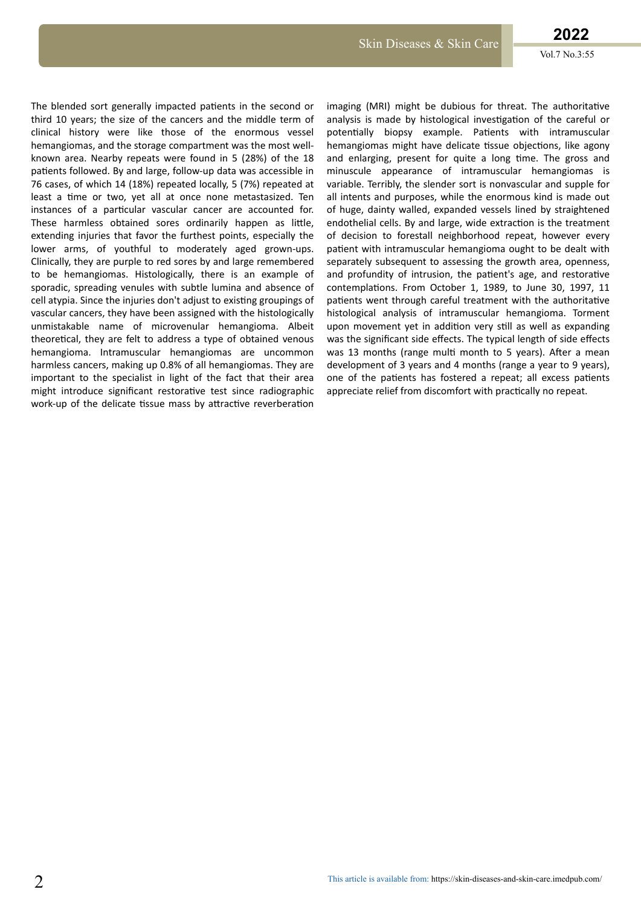The blended sort generally impacted patients in the second or third 10 years; the size of the cancers and the middle term of clinical history were like those of the enormous vessel hemangiomas, and the storage compartment was the most well-known area. Nearby repeats were found in 5 (28%) of the 18 patients followed. By and large, follow-up data was accessible in 76 cases, of which 14 (18%) repeated locally, 5 (7%) repeated at least a time or two, yet all at once none metastasized. Ten instances of a particular vascular cancer are accounted for. These harmless obtained sores ordinarily happen as little, extending injuries that favor the furthest points, especially the lower arms, of youthful to moderately aged grown-ups. Clinically, they are purple to red sores by and large remembered to be hemangiomas. Histologically, there is an example of sporadic, spreading venules with subtle lumina and absence of cell atypia. Since the injuries don't adjust to existing groupings of vascular cancers, they have been assigned with the histologically unmistakable name of microvenular hemangioma. Albeit theoretical, they are felt to address a type of obtained venous hemangioma. Intramuscular hemangiomas are uncommon harmless cancers, making up 0.8% of all hemangiomas. They are important to the specialist in light of the fact that their area might introduce significant restorative test since radiographic work-up of the delicate tissue mass by attractive reverberation imaging (MRI) might be dubious for threat. The authoritative analysis is made by histological investigation of the careful or potentially biopsy example. Patients with intramuscular hemangiomas might have delicate tissue objections, like agony and enlarging, present for quite a long time. The gross and minuscule appearance of intramuscular hemangiomas is variable. Terribly, the slender sort is nonvascular and supple for all intents and purposes, while the enormous kind is made out of huge, dainty walled, expanded vessels lined by straightened endothelial cells. By and large, wide extraction is the treatment of decision to forestall neighborhood repeat, however every patient with intramuscular hemangioma ought to be dealt with separately subsequent to assessing the growth area, openness, and profundity of intrusion, the patient's age, and restorative contemplations. From October 1, 1989, to June 30, 1997, 11 patients went through careful treatment with the authoritative histological analysis of intramuscular hemangioma. Torment upon movement yet in addition very still as well as expanding was the significant side effects. The typical length of side effects was 13 months (range multi month to 5 years). After a mean development of 3 years and 4 months (range a year to 9 years), one of the patients has fostered a repeat; all excess patients appreciate relief from discomfort with practically no repeat.